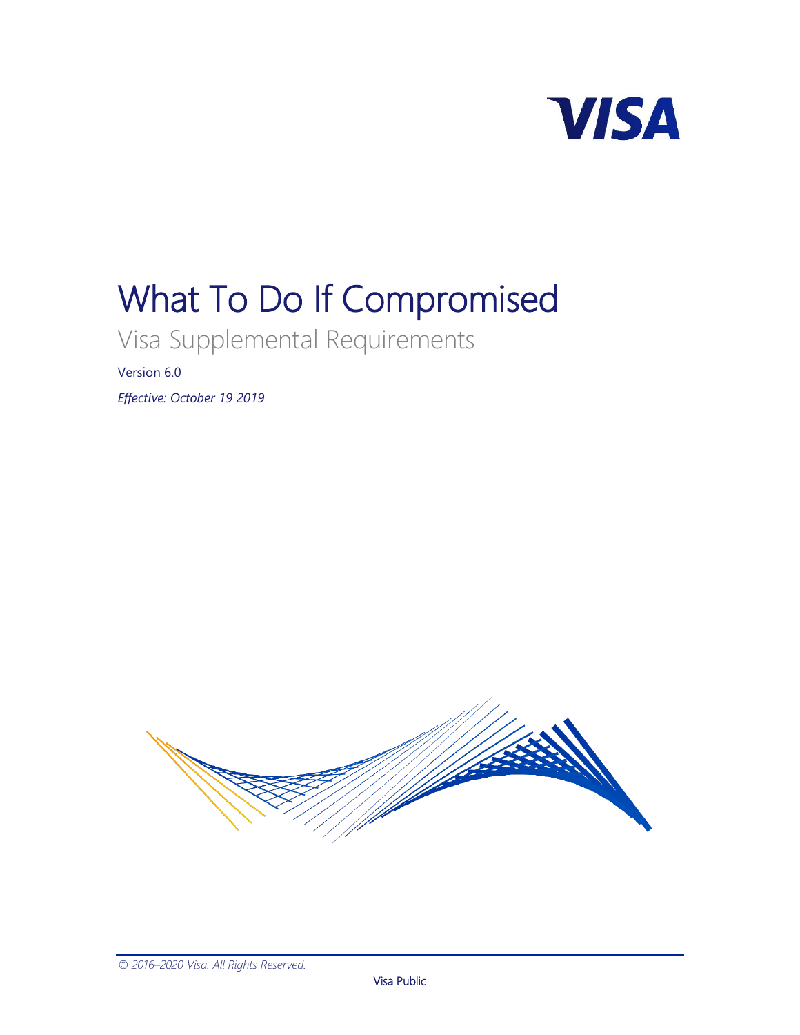VISA

# What To Do If Compromised

## Visa Supplemental Requirements

Version 6.0

*Effective: October 19 2019*

*© 2016–2020 Visa. All Rights Reserved.*

Visa Public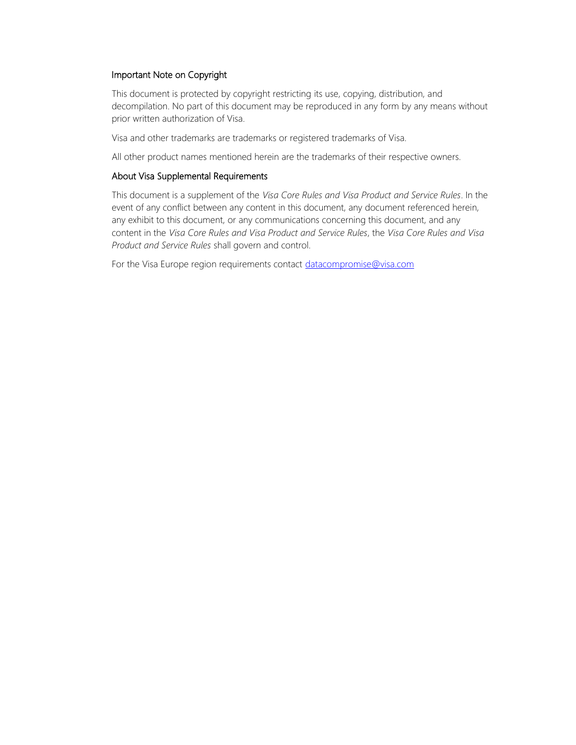## Important Note on Copyright

This document is protected by copyright restricting its use, copying, distribution, and decompilation. No part of this document may be reproduced in any form by any means without prior written authorization of Visa.

Visa and other trademarks are trademarks or registered trademarks of Visa.

All other product names mentioned herein are the trademarks of their respective owners.

## About Visa Supplemental Requirements

This document is a supplement of the *Visa Core Rules and Visa Product and Service Rules*. In the event of any conflict between any content in this document, any document referenced herein, any exhibit to this document, or any communications concerning this document, and any content in the *Visa Core Rules and Visa Product and Service Rules*, the *Visa Core Rules and Visa Product and Service Rules* shall govern and control.

For the Visa Europe region requirements contact datacompromise@visa.com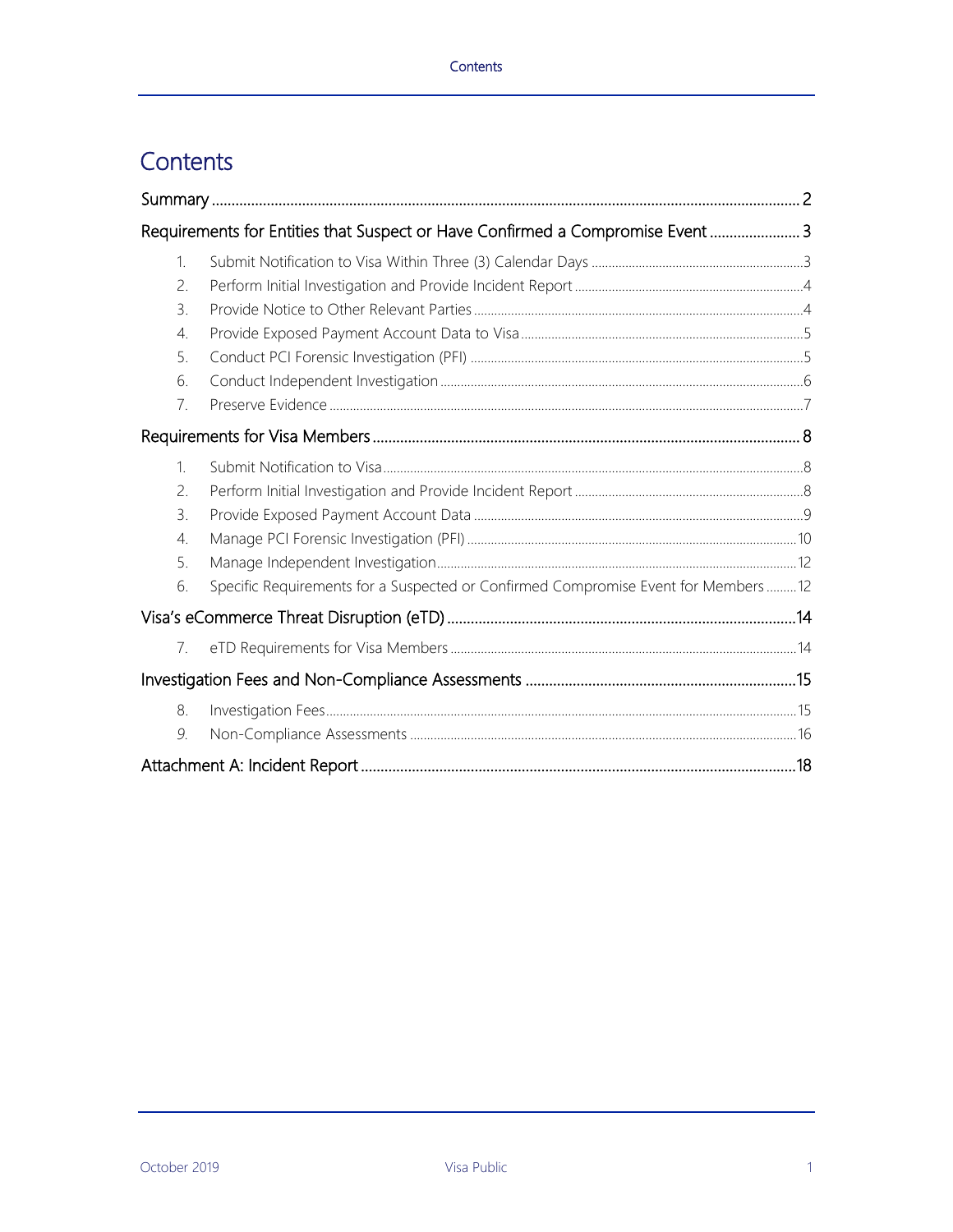# Contents

Summary ..... 2

Requirements for Entities that Suspect or Have Confirmed a Compromise Event ..... 3

1. Submit Notification to Visa Within Three (3) Calendar Days ..... 3
2. Perform Initial Investigation and Provide Incident Report ..... 4
3. Provide Notice to Other Relevant Parties ..... 4
4. Provide Exposed Payment Account Data to Visa ..... 5
5. Conduct PCI Forensic Investigation (PFI) ..... 5
6. Conduct Independent Investigation ..... 6
7. Preserve Evidence ..... 7

Requirements for Visa Members ..... 8

1. Submit Notification to Visa ..... 8
2. Perform Initial Investigation and Provide Incident Report ..... 8
3. Provide Exposed Payment Account Data ..... 9
4. Manage PCI Forensic Investigation (PFI) ..... 10
5. Manage Independent Investigation ..... 12
6. Specific Requirements for a Suspected or Confirmed Compromise Event for Members ..... 12

Visa's eCommerce Threat Disruption (eTD) ..... 14

7. eTD Requirements for Visa Members ..... 14

Investigation Fees and Non-Compliance Assessments ..... 15

8. Investigation Fees ..... 15
9. Non-Compliance Assessments ..... 16

Attachment A: Incident Report ..... 18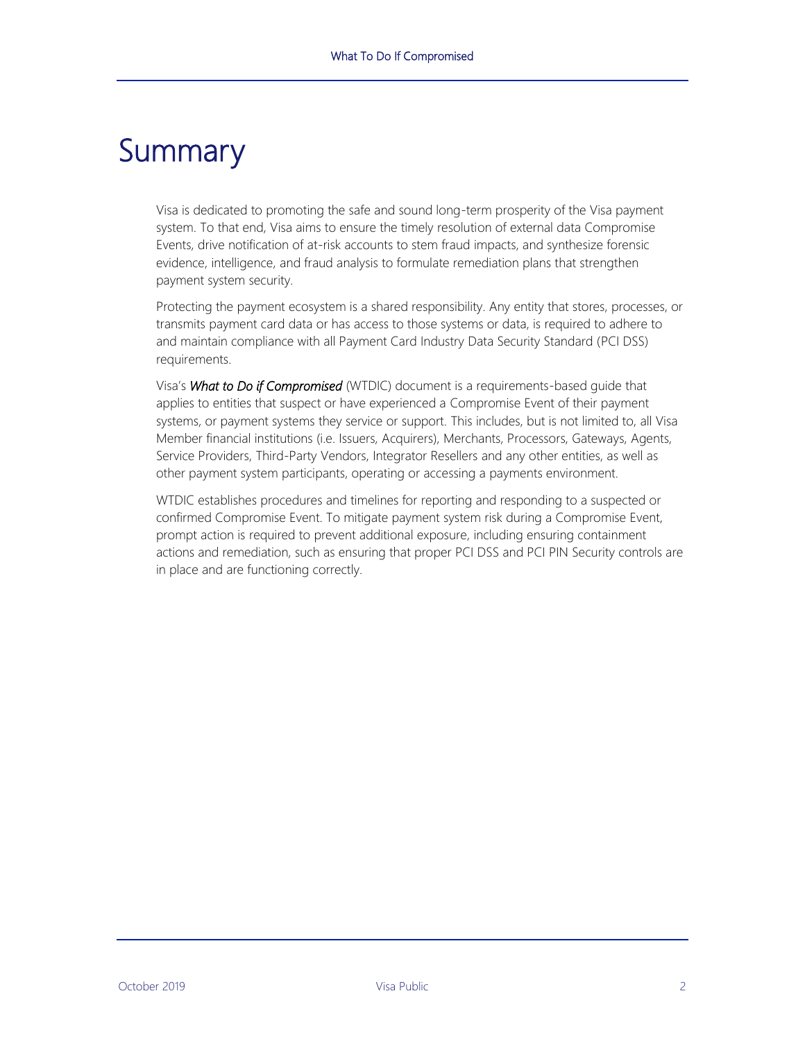# Summary

Visa is dedicated to promoting the safe and sound long-term prosperity of the Visa payment system. To that end, Visa aims to ensure the timely resolution of external data Compromise Events, drive notification of at-risk accounts to stem fraud impacts, and synthesize forensic evidence, intelligence, and fraud analysis to formulate remediation plans that strengthen payment system security.

Protecting the payment ecosystem is a shared responsibility. Any entity that stores, processes, or transmits payment card data or has access to those systems or data, is required to adhere to and maintain compliance with all Payment Card Industry Data Security Standard (PCI DSS) requirements.

Visa's ***What to Do if Compromised*** (WTDIC) document is a requirements-based guide that applies to entities that suspect or have experienced a Compromise Event of their payment systems, or payment systems they service or support. This includes, but is not limited to, all Visa Member financial institutions (i.e. Issuers, Acquirers), Merchants, Processors, Gateways, Agents, Service Providers, Third-Party Vendors, Integrator Resellers and any other entities, as well as other payment system participants, operating or accessing a payments environment.

WTDIC establishes procedures and timelines for reporting and responding to a suspected or confirmed Compromise Event. To mitigate payment system risk during a Compromise Event, prompt action is required to prevent additional exposure, including ensuring containment actions and remediation, such as ensuring that proper PCI DSS and PCI PIN Security controls are in place and are functioning correctly.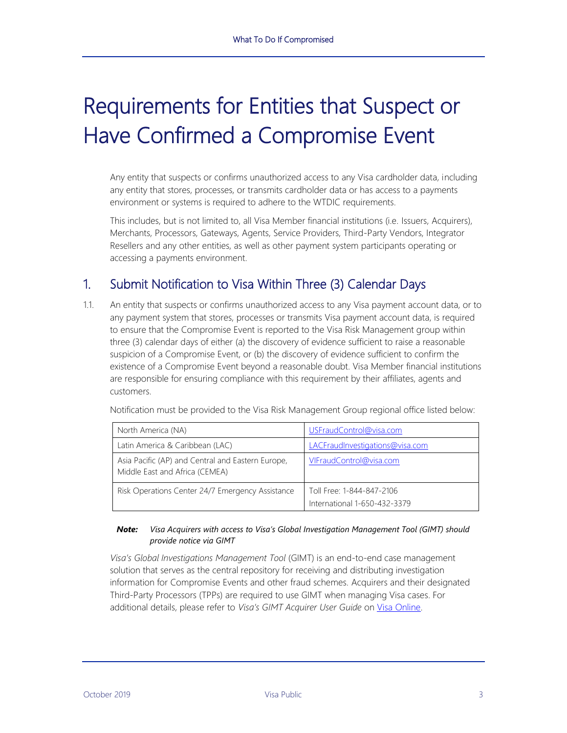# Requirements for Entities that Suspect or Have Confirmed a Compromise Event

Any entity that suspects or confirms unauthorized access to any Visa cardholder data, including any entity that stores, processes, or transmits cardholder data or has access to a payments environment or systems is required to adhere to the WTDIC requirements.

This includes, but is not limited to, all Visa Member financial institutions (i.e. Issuers, Acquirers), Merchants, Processors, Gateways, Agents, Service Providers, Third-Party Vendors, Integrator Resellers and any other entities, as well as other payment system participants operating or accessing a payments environment.

## 1. Submit Notification to Visa Within Three (3) Calendar Days

1.1. An entity that suspects or confirms unauthorized access to any Visa payment account data, or to any payment system that stores, processes or transmits Visa payment account data, is required to ensure that the Compromise Event is reported to the Visa Risk Management group within three (3) calendar days of either (a) the discovery of evidence sufficient to raise a reasonable suspicion of a Compromise Event, or (b) the discovery of evidence sufficient to confirm the existence of a Compromise Event beyond a reasonable doubt. Visa Member financial institutions are responsible for ensuring compliance with this requirement by their affiliates, agents and customers.

Notification must be provided to the Visa Risk Management Group regional office listed below:

| Region | Contact |
|---|---|
| North America (NA) | USFraudControl@visa.com |
| Latin America & Caribbean (LAC) | LACFraudInvestigations@visa.com |
| Asia Pacific (AP) and Central and Eastern Europe, Middle East and Africa (CEMEA) | VIFraudControl@visa.com |
| Risk Operations Center 24/7 Emergency Assistance | Toll Free: 1-844-847-2106<br>International 1-650-432-3379 |

***Note:*** *Visa Acquirers with access to Visa's Global Investigation Management Tool (GIMT) should provide notice via GIMT*

*Visa's Global Investigations Management Tool* (GIMT) is an end-to-end case management solution that serves as the central repository for receiving and distributing investigation information for Compromise Events and other fraud schemes. Acquirers and their designated Third-Party Processors (TPPs) are required to use GIMT when managing Visa cases. For additional details, please refer to *Visa's GIMT Acquirer User Guide* on Visa Online.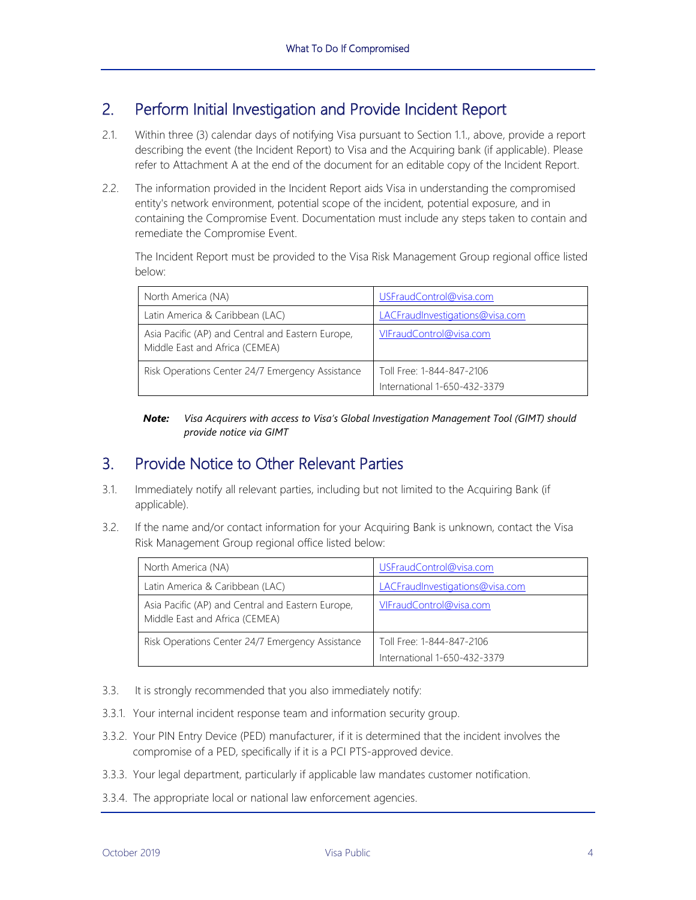## 2. Perform Initial Investigation and Provide Incident Report

2.1. Within three (3) calendar days of notifying Visa pursuant to Section 1.1., above, provide a report describing the event (the Incident Report) to Visa and the Acquiring bank (if applicable). Please refer to Attachment A at the end of the document for an editable copy of the Incident Report.

2.2. The information provided in the Incident Report aids Visa in understanding the compromised entity's network environment, potential scope of the incident, potential exposure, and in containing the Compromise Event. Documentation must include any steps taken to contain and remediate the Compromise Event.

The Incident Report must be provided to the Visa Risk Management Group regional office listed below:

| | |
|---|---|
| North America (NA) | USFraudControl@visa.com |
| Latin America & Caribbean (LAC) | LACFraudInvestigations@visa.com |
| Asia Pacific (AP) and Central and Eastern Europe, Middle East and Africa (CEMEA) | VIFraudControl@visa.com |
| Risk Operations Center 24/7 Emergency Assistance | Toll Free: 1-844-847-2106<br>International 1-650-432-3379 |

***Note:*** *Visa Acquirers with access to Visa's Global Investigation Management Tool (GIMT) should provide notice via GIMT*

## 3. Provide Notice to Other Relevant Parties

3.1. Immediately notify all relevant parties, including but not limited to the Acquiring Bank (if applicable).

3.2. If the name and/or contact information for your Acquiring Bank is unknown, contact the Visa Risk Management Group regional office listed below:

| | |
|---|---|
| North America (NA) | USFraudControl@visa.com |
| Latin America & Caribbean (LAC) | LACFraudInvestigations@visa.com |
| Asia Pacific (AP) and Central and Eastern Europe, Middle East and Africa (CEMEA) | VIFraudControl@visa.com |
| Risk Operations Center 24/7 Emergency Assistance | Toll Free: 1-844-847-2106<br>International 1-650-432-3379 |

3.3. It is strongly recommended that you also immediately notify:

3.3.1. Your internal incident response team and information security group.

3.3.2. Your PIN Entry Device (PED) manufacturer, if it is determined that the incident involves the compromise of a PED, specifically if it is a PCI PTS-approved device.

3.3.3. Your legal department, particularly if applicable law mandates customer notification.

3.3.4. The appropriate local or national law enforcement agencies.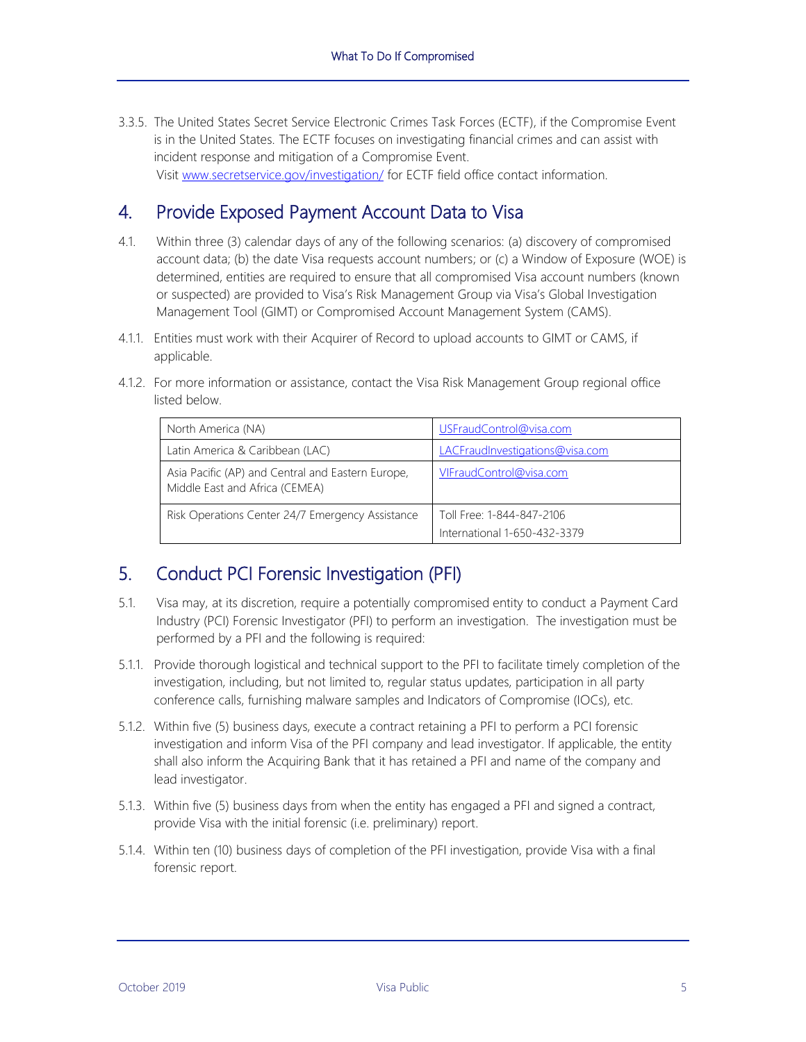3.3.5. The United States Secret Service Electronic Crimes Task Forces (ECTF), if the Compromise Event is in the United States. The ECTF focuses on investigating financial crimes and can assist with incident response and mitigation of a Compromise Event.
Visit [www.secretservice.gov/investigation/](www.secretservice.gov/investigation/) for ECTF field office contact information.

## 4. Provide Exposed Payment Account Data to Visa

4.1. Within three (3) calendar days of any of the following scenarios: (a) discovery of compromised account data; (b) the date Visa requests account numbers; or (c) a Window of Exposure (WOE) is determined, entities are required to ensure that all compromised Visa account numbers (known or suspected) are provided to Visa's Risk Management Group via Visa's Global Investigation Management Tool (GIMT) or Compromised Account Management System (CAMS).

4.1.1. Entities must work with their Acquirer of Record to upload accounts to GIMT or CAMS, if applicable.

4.1.2. For more information or assistance, contact the Visa Risk Management Group regional office listed below.

| Region | Contact |
| --- | --- |
| North America (NA) | USFraudControl@visa.com |
| Latin America & Caribbean (LAC) | LACFraudInvestigations@visa.com |
| Asia Pacific (AP) and Central and Eastern Europe, Middle East and Africa (CEMEA) | VIFraudControl@visa.com |
| Risk Operations Center 24/7 Emergency Assistance | Toll Free: 1-844-847-2106<br>International 1-650-432-3379 |

## 5. Conduct PCI Forensic Investigation (PFI)

5.1. Visa may, at its discretion, require a potentially compromised entity to conduct a Payment Card Industry (PCI) Forensic Investigator (PFI) to perform an investigation. The investigation must be performed by a PFI and the following is required:

5.1.1. Provide thorough logistical and technical support to the PFI to facilitate timely completion of the investigation, including, but not limited to, regular status updates, participation in all party conference calls, furnishing malware samples and Indicators of Compromise (IOCs), etc.

5.1.2. Within five (5) business days, execute a contract retaining a PFI to perform a PCI forensic investigation and inform Visa of the PFI company and lead investigator. If applicable, the entity shall also inform the Acquiring Bank that it has retained a PFI and name of the company and lead investigator.

5.1.3. Within five (5) business days from when the entity has engaged a PFI and signed a contract, provide Visa with the initial forensic (i.e. preliminary) report.

5.1.4. Within ten (10) business days of completion of the PFI investigation, provide Visa with a final forensic report.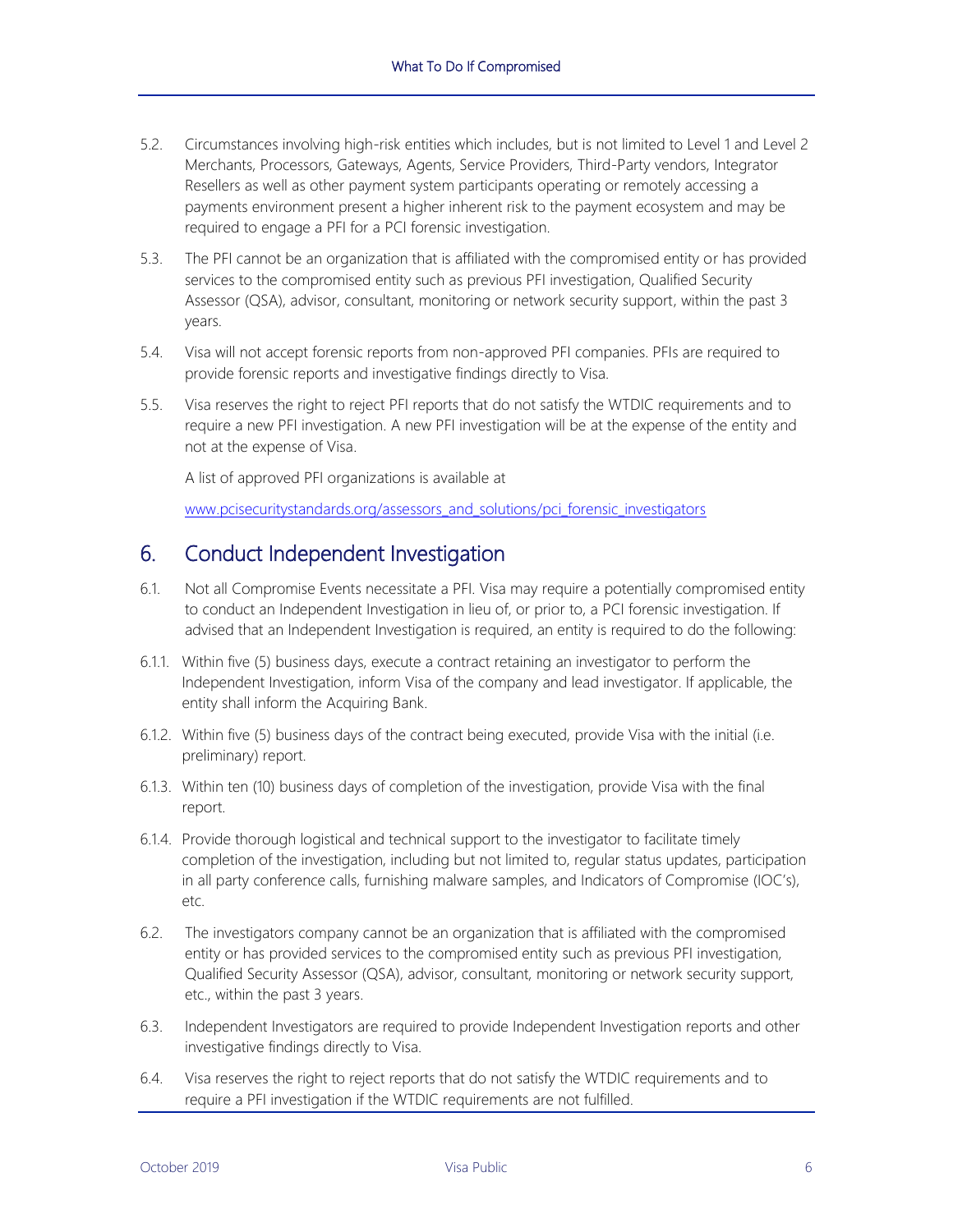5.2. Circumstances involving high-risk entities which includes, but is not limited to Level 1 and Level 2 Merchants, Processors, Gateways, Agents, Service Providers, Third-Party vendors, Integrator Resellers as well as other payment system participants operating or remotely accessing a payments environment present a higher inherent risk to the payment ecosystem and may be required to engage a PFI for a PCI forensic investigation.

5.3. The PFI cannot be an organization that is affiliated with the compromised entity or has provided services to the compromised entity such as previous PFI investigation, Qualified Security Assessor (QSA), advisor, consultant, monitoring or network security support, within the past 3 years.

5.4. Visa will not accept forensic reports from non-approved PFI companies. PFIs are required to provide forensic reports and investigative findings directly to Visa.

5.5. Visa reserves the right to reject PFI reports that do not satisfy the WTDIC requirements and to require a new PFI investigation. A new PFI investigation will be at the expense of the entity and not at the expense of Visa.

A list of approved PFI organizations is available at

[www.pcisecuritystandards.org/assessors_and_solutions/pci_forensic_investigators](www.pcisecuritystandards.org/assessors_and_solutions/pci_forensic_investigators)

## 6. Conduct Independent Investigation

6.1. Not all Compromise Events necessitate a PFI. Visa may require a potentially compromised entity to conduct an Independent Investigation in lieu of, or prior to, a PCI forensic investigation. If advised that an Independent Investigation is required, an entity is required to do the following:

6.1.1. Within five (5) business days, execute a contract retaining an investigator to perform the Independent Investigation, inform Visa of the company and lead investigator. If applicable, the entity shall inform the Acquiring Bank.

6.1.2. Within five (5) business days of the contract being executed, provide Visa with the initial (i.e. preliminary) report.

6.1.3. Within ten (10) business days of completion of the investigation, provide Visa with the final report.

6.1.4. Provide thorough logistical and technical support to the investigator to facilitate timely completion of the investigation, including but not limited to, regular status updates, participation in all party conference calls, furnishing malware samples, and Indicators of Compromise (IOC's), etc.

6.2. The investigators company cannot be an organization that is affiliated with the compromised entity or has provided services to the compromised entity such as previous PFI investigation, Qualified Security Assessor (QSA), advisor, consultant, monitoring or network security support, etc., within the past 3 years.

6.3. Independent Investigators are required to provide Independent Investigation reports and other investigative findings directly to Visa.

6.4. Visa reserves the right to reject reports that do not satisfy the WTDIC requirements and to require a PFI investigation if the WTDIC requirements are not fulfilled.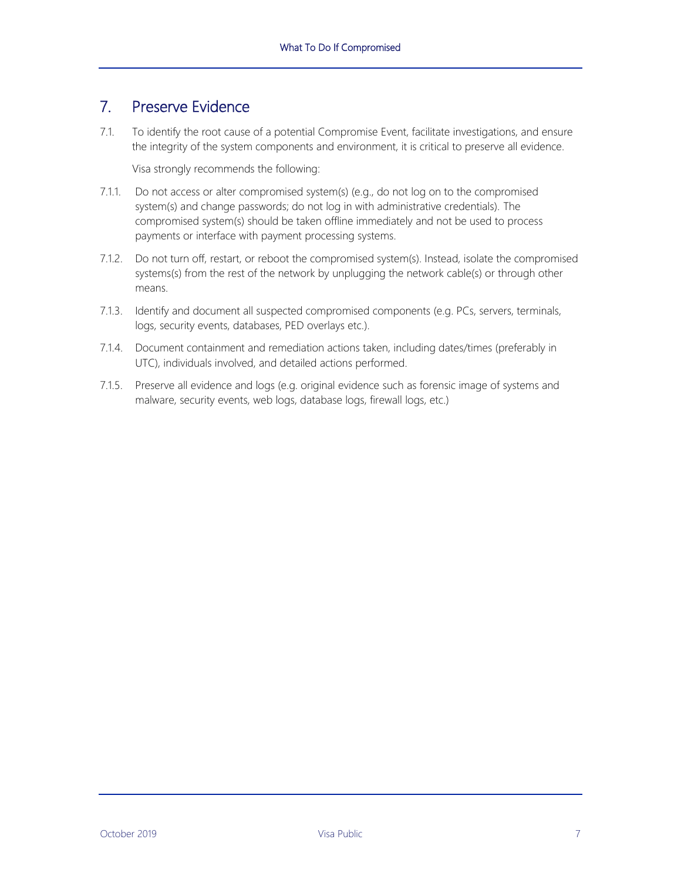## 7. Preserve Evidence

7.1. To identify the root cause of a potential Compromise Event, facilitate investigations, and ensure the integrity of the system components and environment, it is critical to preserve all evidence.

Visa strongly recommends the following:

7.1.1. Do not access or alter compromised system(s) (e.g., do not log on to the compromised system(s) and change passwords; do not log in with administrative credentials). The compromised system(s) should be taken offline immediately and not be used to process payments or interface with payment processing systems.

7.1.2. Do not turn off, restart, or reboot the compromised system(s). Instead, isolate the compromised systems(s) from the rest of the network by unplugging the network cable(s) or through other means.

7.1.3. Identify and document all suspected compromised components (e.g. PCs, servers, terminals, logs, security events, databases, PED overlays etc.).

7.1.4. Document containment and remediation actions taken, including dates/times (preferably in UTC), individuals involved, and detailed actions performed.

7.1.5. Preserve all evidence and logs (e.g. original evidence such as forensic image of systems and malware, security events, web logs, database logs, firewall logs, etc.)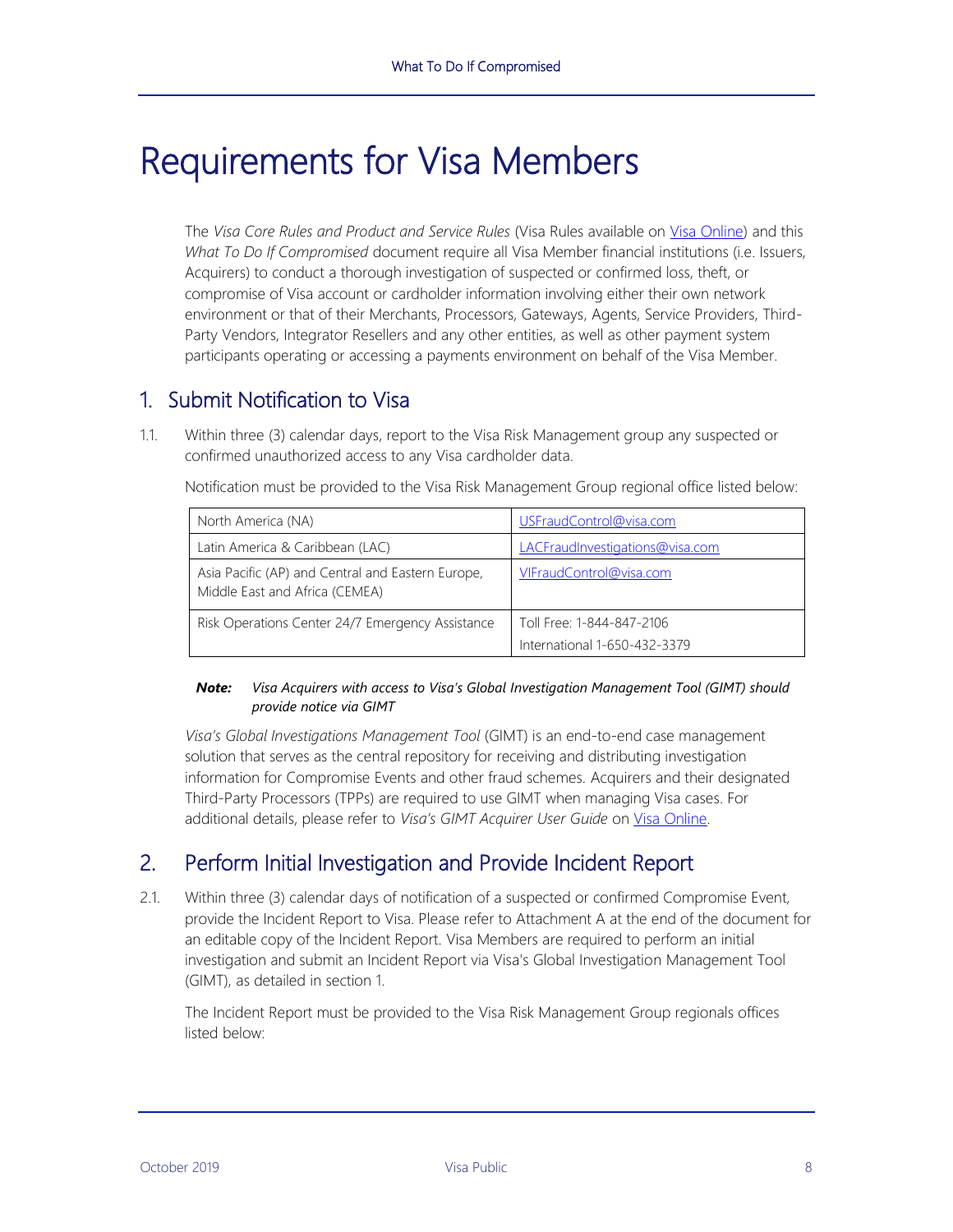# Requirements for Visa Members

The *Visa Core Rules and Product and Service Rules* (Visa Rules available on Visa Online) and this *What To Do If Compromised* document require all Visa Member financial institutions (i.e. Issuers, Acquirers) to conduct a thorough investigation of suspected or confirmed loss, theft, or compromise of Visa account or cardholder information involving either their own network environment or that of their Merchants, Processors, Gateways, Agents, Service Providers, Third-Party Vendors, Integrator Resellers and any other entities, as well as other payment system participants operating or accessing a payments environment on behalf of the Visa Member.

## 1. Submit Notification to Visa

1.1. Within three (3) calendar days, report to the Visa Risk Management group any suspected or confirmed unauthorized access to any Visa cardholder data.

Notification must be provided to the Visa Risk Management Group regional office listed below:

| | |
|---|---|
| North America (NA) | USFraudControl@visa.com |
| Latin America & Caribbean (LAC) | LACFraudInvestigations@visa.com |
| Asia Pacific (AP) and Central and Eastern Europe, Middle East and Africa (CEMEA) | VIFraudControl@visa.com |
| Risk Operations Center 24/7 Emergency Assistance | Toll Free: 1-844-847-2106<br>International 1-650-432-3379 |

***Note:*** *Visa Acquirers with access to Visa's Global Investigation Management Tool (GIMT) should provide notice via GIMT*

*Visa's Global Investigations Management Tool* (GIMT) is an end-to-end case management solution that serves as the central repository for receiving and distributing investigation information for Compromise Events and other fraud schemes. Acquirers and their designated Third-Party Processors (TPPs) are required to use GIMT when managing Visa cases. For additional details, please refer to *Visa's GIMT Acquirer User Guide* on Visa Online.

## 2. Perform Initial Investigation and Provide Incident Report

2.1. Within three (3) calendar days of notification of a suspected or confirmed Compromise Event, provide the Incident Report to Visa. Please refer to Attachment A at the end of the document for an editable copy of the Incident Report. Visa Members are required to perform an initial investigation and submit an Incident Report via Visa's Global Investigation Management Tool (GIMT), as detailed in section 1.

The Incident Report must be provided to the Visa Risk Management Group regionals offices listed below: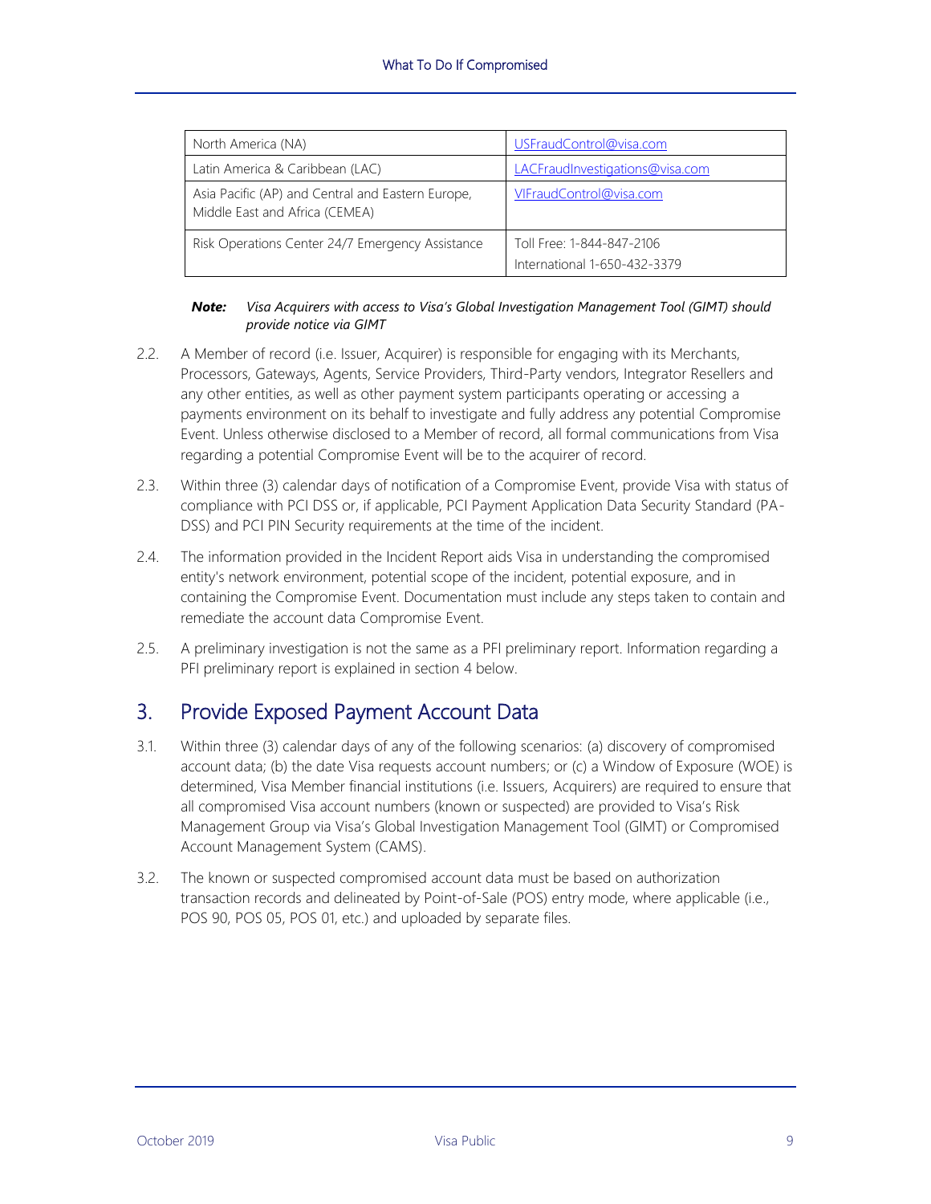| North America (NA) | USFraudControl@visa.com |
|---|---|
| Latin America & Caribbean (LAC) | LACFraudInvestigations@visa.com |
| Asia Pacific (AP) and Central and Eastern Europe, Middle East and Africa (CEMEA) | VIFraudControl@visa.com |
| Risk Operations Center 24/7 Emergency Assistance | Toll Free: 1-844-847-2106<br>International 1-650-432-3379 |

***Note:*** *Visa Acquirers with access to Visa's Global Investigation Management Tool (GIMT) should provide notice via GIMT*

2.2. A Member of record (i.e. Issuer, Acquirer) is responsible for engaging with its Merchants, Processors, Gateways, Agents, Service Providers, Third-Party vendors, Integrator Resellers and any other entities, as well as other payment system participants operating or accessing a payments environment on its behalf to investigate and fully address any potential Compromise Event. Unless otherwise disclosed to a Member of record, all formal communications from Visa regarding a potential Compromise Event will be to the acquirer of record.

2.3. Within three (3) calendar days of notification of a Compromise Event, provide Visa with status of compliance with PCI DSS or, if applicable, PCI Payment Application Data Security Standard (PA-DSS) and PCI PIN Security requirements at the time of the incident.

2.4. The information provided in the Incident Report aids Visa in understanding the compromised entity's network environment, potential scope of the incident, potential exposure, and in containing the Compromise Event. Documentation must include any steps taken to contain and remediate the account data Compromise Event.

2.5. A preliminary investigation is not the same as a PFI preliminary report. Information regarding a PFI preliminary report is explained in section 4 below.

## 3. Provide Exposed Payment Account Data

3.1. Within three (3) calendar days of any of the following scenarios: (a) discovery of compromised account data; (b) the date Visa requests account numbers; or (c) a Window of Exposure (WOE) is determined, Visa Member financial institutions (i.e. Issuers, Acquirers) are required to ensure that all compromised Visa account numbers (known or suspected) are provided to Visa's Risk Management Group via Visa's Global Investigation Management Tool (GIMT) or Compromised Account Management System (CAMS).

3.2. The known or suspected compromised account data must be based on authorization transaction records and delineated by Point-of-Sale (POS) entry mode, where applicable (i.e., POS 90, POS 05, POS 01, etc.) and uploaded by separate files.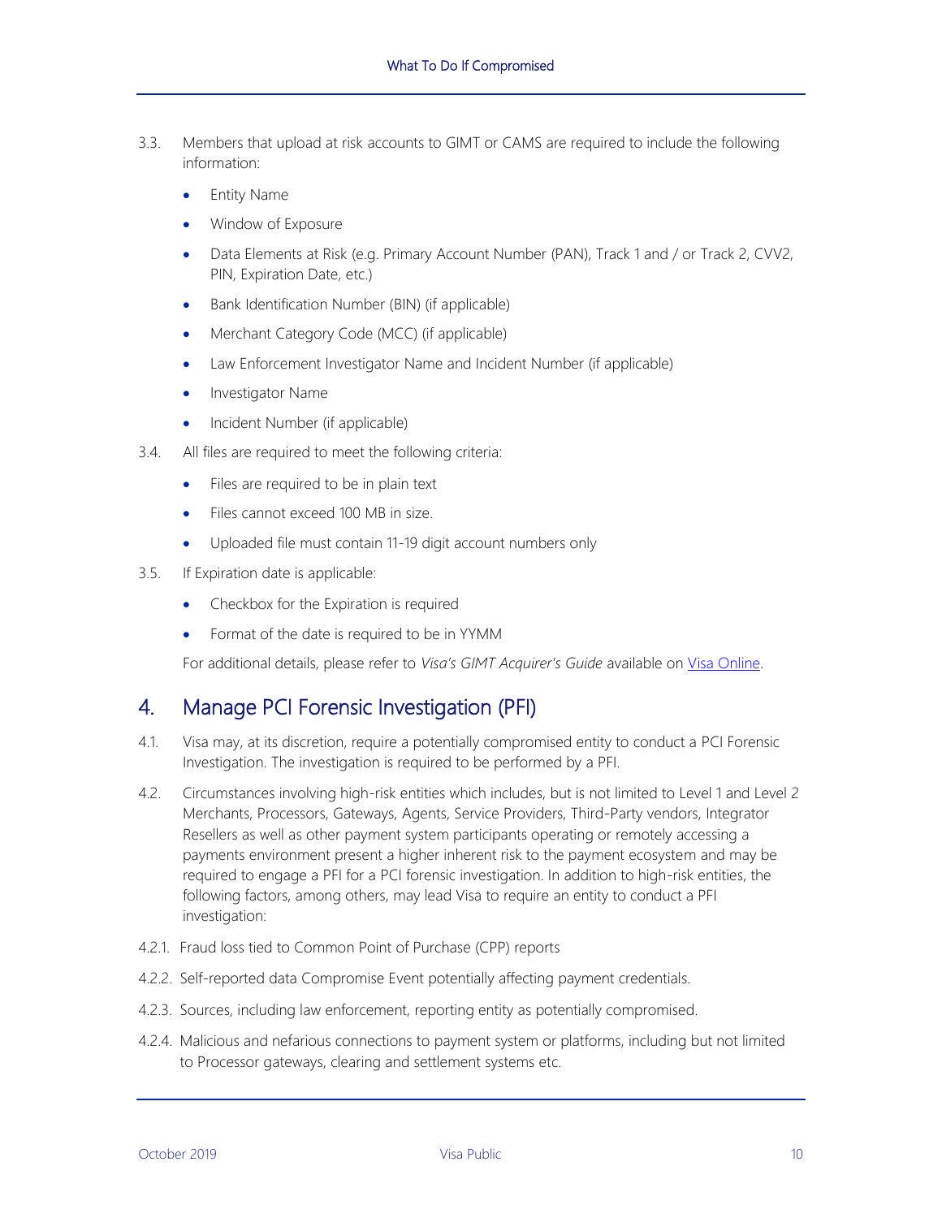3.3. Members that upload at risk accounts to GIMT or CAMS are required to include the following information:

- Entity Name
- Window of Exposure
- Data Elements at Risk (e.g. Primary Account Number (PAN), Track 1 and / or Track 2, CVV2, PIN, Expiration Date, etc.)
- Bank Identification Number (BIN) (if applicable)
- Merchant Category Code (MCC) (if applicable)
- Law Enforcement Investigator Name and Incident Number (if applicable)
- Investigator Name
- Incident Number (if applicable)

3.4. All files are required to meet the following criteria:

- Files are required to be in plain text
- Files cannot exceed 100 MB in size.
- Uploaded file must contain 11-19 digit account numbers only

3.5. If Expiration date is applicable:

- Checkbox for the Expiration is required
- Format of the date is required to be in YYMM

For additional details, please refer to *Visa's GIMT Acquirer's Guide* available on Visa Online.

## 4. Manage PCI Forensic Investigation (PFI)

4.1. Visa may, at its discretion, require a potentially compromised entity to conduct a PCI Forensic Investigation. The investigation is required to be performed by a PFI.

4.2. Circumstances involving high-risk entities which includes, but is not limited to Level 1 and Level 2 Merchants, Processors, Gateways, Agents, Service Providers, Third-Party vendors, Integrator Resellers as well as other payment system participants operating or remotely accessing a payments environment present a higher inherent risk to the payment ecosystem and may be required to engage a PFI for a PCI forensic investigation. In addition to high-risk entities, the following factors, among others, may lead Visa to require an entity to conduct a PFI investigation:

4.2.1. Fraud loss tied to Common Point of Purchase (CPP) reports

4.2.2. Self-reported data Compromise Event potentially affecting payment credentials.

4.2.3. Sources, including law enforcement, reporting entity as potentially compromised.

4.2.4. Malicious and nefarious connections to payment system or platforms, including but not limited to Processor gateways, clearing and settlement systems etc.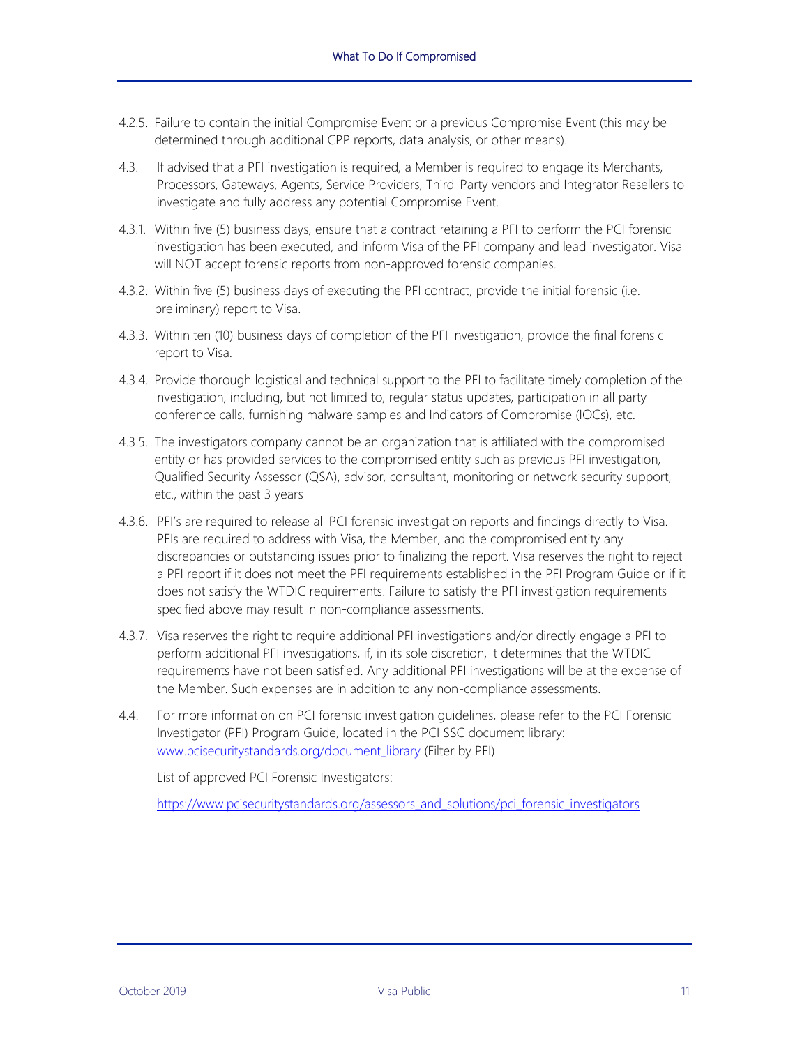4.2.5. Failure to contain the initial Compromise Event or a previous Compromise Event (this may be determined through additional CPP reports, data analysis, or other means).

4.3. If advised that a PFI investigation is required, a Member is required to engage its Merchants, Processors, Gateways, Agents, Service Providers, Third-Party vendors and Integrator Resellers to investigate and fully address any potential Compromise Event.

4.3.1. Within five (5) business days, ensure that a contract retaining a PFI to perform the PCI forensic investigation has been executed, and inform Visa of the PFI company and lead investigator. Visa will NOT accept forensic reports from non-approved forensic companies.

4.3.2. Within five (5) business days of executing the PFI contract, provide the initial forensic (i.e. preliminary) report to Visa.

4.3.3. Within ten (10) business days of completion of the PFI investigation, provide the final forensic report to Visa.

4.3.4. Provide thorough logistical and technical support to the PFI to facilitate timely completion of the investigation, including, but not limited to, regular status updates, participation in all party conference calls, furnishing malware samples and Indicators of Compromise (IOCs), etc.

4.3.5. The investigators company cannot be an organization that is affiliated with the compromised entity or has provided services to the compromised entity such as previous PFI investigation, Qualified Security Assessor (QSA), advisor, consultant, monitoring or network security support, etc., within the past 3 years

4.3.6. PFI's are required to release all PCI forensic investigation reports and findings directly to Visa. PFIs are required to address with Visa, the Member, and the compromised entity any discrepancies or outstanding issues prior to finalizing the report. Visa reserves the right to reject a PFI report if it does not meet the PFI requirements established in the PFI Program Guide or if it does not satisfy the WTDIC requirements. Failure to satisfy the PFI investigation requirements specified above may result in non-compliance assessments.

4.3.7. Visa reserves the right to require additional PFI investigations and/or directly engage a PFI to perform additional PFI investigations, if, in its sole discretion, it determines that the WTDIC requirements have not been satisfied. Any additional PFI investigations will be at the expense of the Member. Such expenses are in addition to any non-compliance assessments.

4.4. For more information on PCI forensic investigation guidelines, please refer to the PCI Forensic Investigator (PFI) Program Guide, located in the PCI SSC document library: [www.pcisecuritystandards.org/document_library](www.pcisecuritystandards.org/document_library) (Filter by PFI)

List of approved PCI Forensic Investigators:

[https://www.pcisecuritystandards.org/assessors_and_solutions/pci_forensic_investigators](https://www.pcisecuritystandards.org/assessors_and_solutions/pci_forensic_investigators)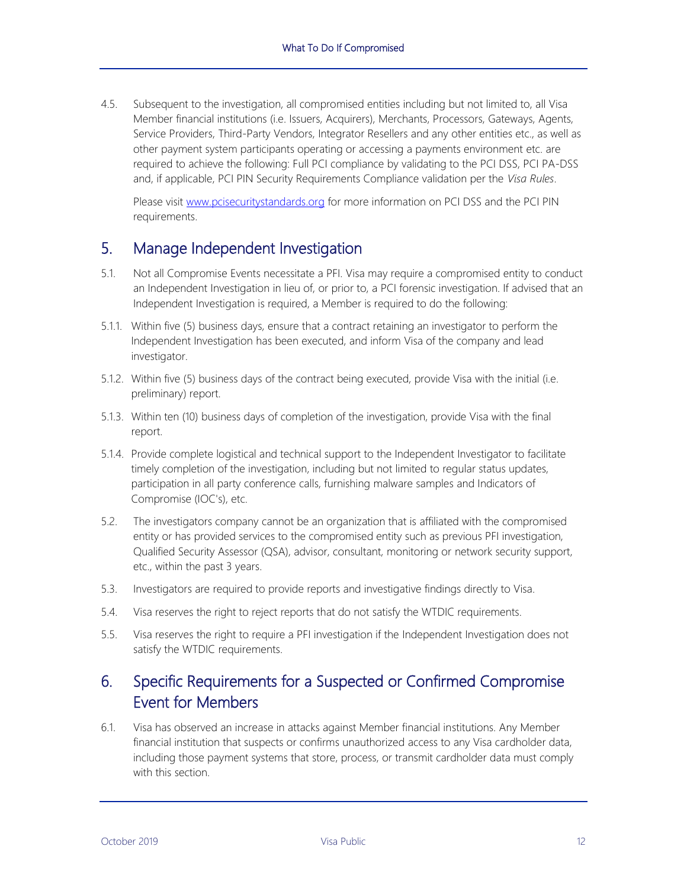4.5. Subsequent to the investigation, all compromised entities including but not limited to, all Visa Member financial institutions (i.e. Issuers, Acquirers), Merchants, Processors, Gateways, Agents, Service Providers, Third-Party Vendors, Integrator Resellers and any other entities etc., as well as other payment system participants operating or accessing a payments environment etc. are required to achieve the following: Full PCI compliance by validating to the PCI DSS, PCI PA-DSS and, if applicable, PCI PIN Security Requirements Compliance validation per the *Visa Rules*.

Please visit [www.pcisecuritystandards.org](www.pcisecuritystandards.org) for more information on PCI DSS and the PCI PIN requirements.

## 5. Manage Independent Investigation

5.1. Not all Compromise Events necessitate a PFI. Visa may require a compromised entity to conduct an Independent Investigation in lieu of, or prior to, a PCI forensic investigation. If advised that an Independent Investigation is required, a Member is required to do the following:

5.1.1. Within five (5) business days, ensure that a contract retaining an investigator to perform the Independent Investigation has been executed, and inform Visa of the company and lead investigator.

5.1.2. Within five (5) business days of the contract being executed, provide Visa with the initial (i.e. preliminary) report.

5.1.3. Within ten (10) business days of completion of the investigation, provide Visa with the final report.

5.1.4. Provide complete logistical and technical support to the Independent Investigator to facilitate timely completion of the investigation, including but not limited to regular status updates, participation in all party conference calls, furnishing malware samples and Indicators of Compromise (IOC's), etc.

5.2. The investigators company cannot be an organization that is affiliated with the compromised entity or has provided services to the compromised entity such as previous PFI investigation, Qualified Security Assessor (QSA), advisor, consultant, monitoring or network security support, etc., within the past 3 years.

5.3. Investigators are required to provide reports and investigative findings directly to Visa.

5.4. Visa reserves the right to reject reports that do not satisfy the WTDIC requirements.

5.5. Visa reserves the right to require a PFI investigation if the Independent Investigation does not satisfy the WTDIC requirements.

## 6. Specific Requirements for a Suspected or Confirmed Compromise Event for Members

6.1. Visa has observed an increase in attacks against Member financial institutions. Any Member financial institution that suspects or confirms unauthorized access to any Visa cardholder data, including those payment systems that store, process, or transmit cardholder data must comply with this section.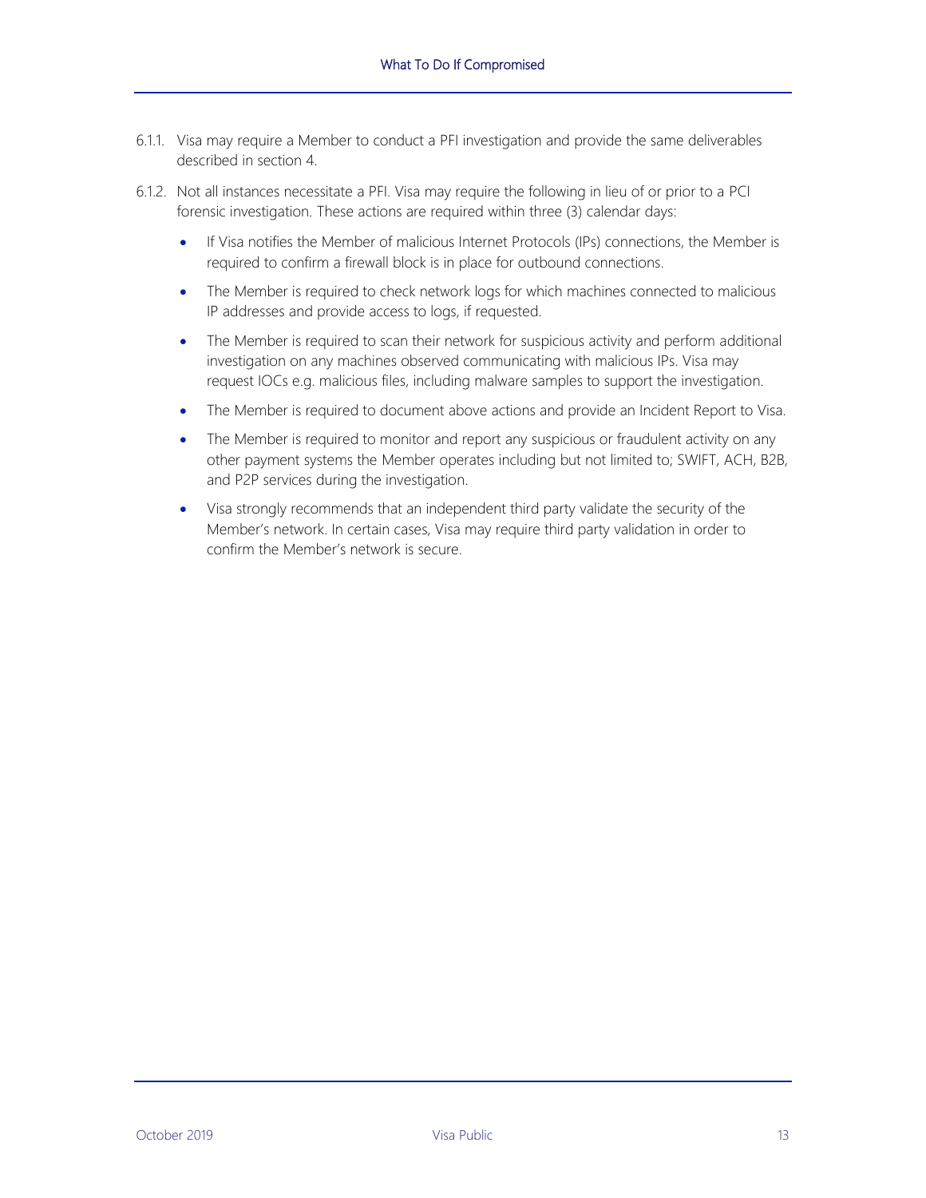6.1.1. Visa may require a Member to conduct a PFI investigation and provide the same deliverables described in section 4.

6.1.2. Not all instances necessitate a PFI. Visa may require the following in lieu of or prior to a PCI forensic investigation. These actions are required within three (3) calendar days:

- If Visa notifies the Member of malicious Internet Protocols (IPs) connections, the Member is required to confirm a firewall block is in place for outbound connections.
- The Member is required to check network logs for which machines connected to malicious IP addresses and provide access to logs, if requested.
- The Member is required to scan their network for suspicious activity and perform additional investigation on any machines observed communicating with malicious IPs. Visa may request IOCs e.g. malicious files, including malware samples to support the investigation.
- The Member is required to document above actions and provide an Incident Report to Visa.
- The Member is required to monitor and report any suspicious or fraudulent activity on any other payment systems the Member operates including but not limited to; SWIFT, ACH, B2B, and P2P services during the investigation.
- Visa strongly recommends that an independent third party validate the security of the Member's network. In certain cases, Visa may require third party validation in order to confirm the Member's network is secure.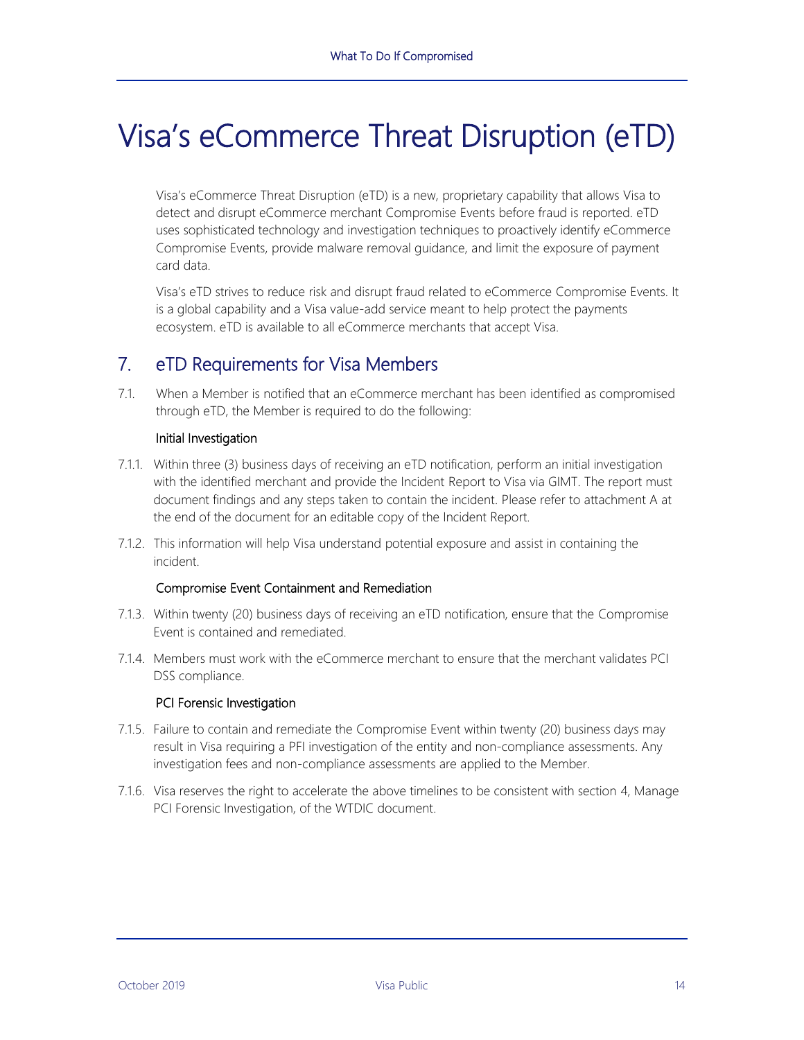# Visa's eCommerce Threat Disruption (eTD)

Visa's eCommerce Threat Disruption (eTD) is a new, proprietary capability that allows Visa to detect and disrupt eCommerce merchant Compromise Events before fraud is reported. eTD uses sophisticated technology and investigation techniques to proactively identify eCommerce Compromise Events, provide malware removal guidance, and limit the exposure of payment card data.

Visa's eTD strives to reduce risk and disrupt fraud related to eCommerce Compromise Events. It is a global capability and a Visa value-add service meant to help protect the payments ecosystem. eTD is available to all eCommerce merchants that accept Visa.

## 7. eTD Requirements for Visa Members

7.1. When a Member is notified that an eCommerce merchant has been identified as compromised through eTD, the Member is required to do the following:

### Initial Investigation

7.1.1. Within three (3) business days of receiving an eTD notification, perform an initial investigation with the identified merchant and provide the Incident Report to Visa via GIMT. The report must document findings and any steps taken to contain the incident. Please refer to attachment A at the end of the document for an editable copy of the Incident Report.

7.1.2. This information will help Visa understand potential exposure and assist in containing the incident.

### Compromise Event Containment and Remediation

7.1.3. Within twenty (20) business days of receiving an eTD notification, ensure that the Compromise Event is contained and remediated.

7.1.4. Members must work with the eCommerce merchant to ensure that the merchant validates PCI DSS compliance.

### PCI Forensic Investigation

7.1.5. Failure to contain and remediate the Compromise Event within twenty (20) business days may result in Visa requiring a PFI investigation of the entity and non-compliance assessments. Any investigation fees and non-compliance assessments are applied to the Member.

7.1.6. Visa reserves the right to accelerate the above timelines to be consistent with section 4, Manage PCI Forensic Investigation, of the WTDIC document.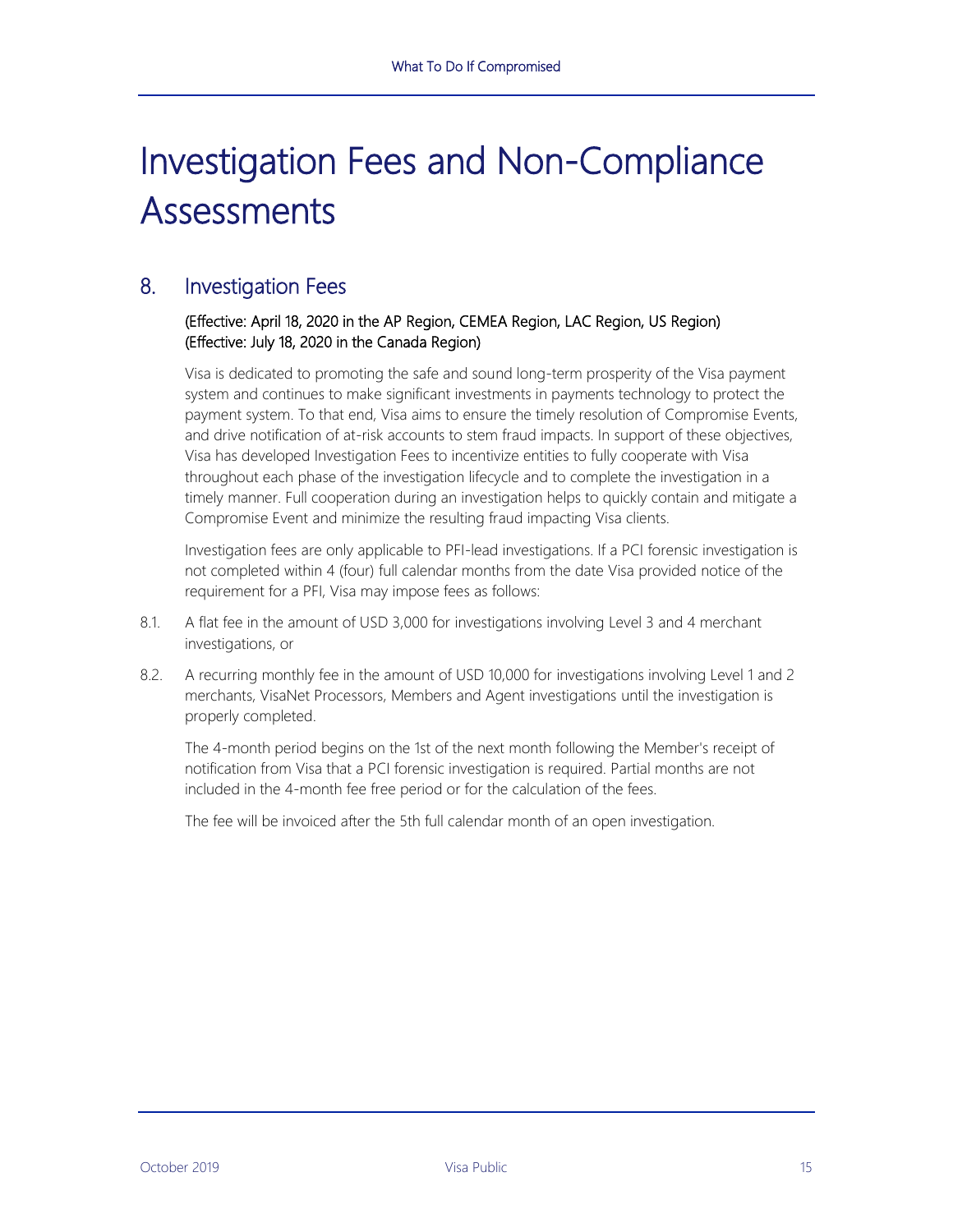# Investigation Fees and Non-Compliance Assessments

## 8. Investigation Fees

**(Effective: April 18, 2020 in the AP Region, CEMEA Region, LAC Region, US Region)**
**(Effective: July 18, 2020 in the Canada Region)**

Visa is dedicated to promoting the safe and sound long-term prosperity of the Visa payment system and continues to make significant investments in payments technology to protect the payment system. To that end, Visa aims to ensure the timely resolution of Compromise Events, and drive notification of at-risk accounts to stem fraud impacts. In support of these objectives, Visa has developed Investigation Fees to incentivize entities to fully cooperate with Visa throughout each phase of the investigation lifecycle and to complete the investigation in a timely manner. Full cooperation during an investigation helps to quickly contain and mitigate a Compromise Event and minimize the resulting fraud impacting Visa clients.

Investigation fees are only applicable to PFI-lead investigations. If a PCI forensic investigation is not completed within 4 (four) full calendar months from the date Visa provided notice of the requirement for a PFI, Visa may impose fees as follows:

8.1. A flat fee in the amount of USD 3,000 for investigations involving Level 3 and 4 merchant investigations, or

8.2. A recurring monthly fee in the amount of USD 10,000 for investigations involving Level 1 and 2 merchants, VisaNet Processors, Members and Agent investigations until the investigation is properly completed.

The 4-month period begins on the 1st of the next month following the Member's receipt of notification from Visa that a PCI forensic investigation is required. Partial months are not included in the 4-month fee free period or for the calculation of the fees.

The fee will be invoiced after the 5th full calendar month of an open investigation.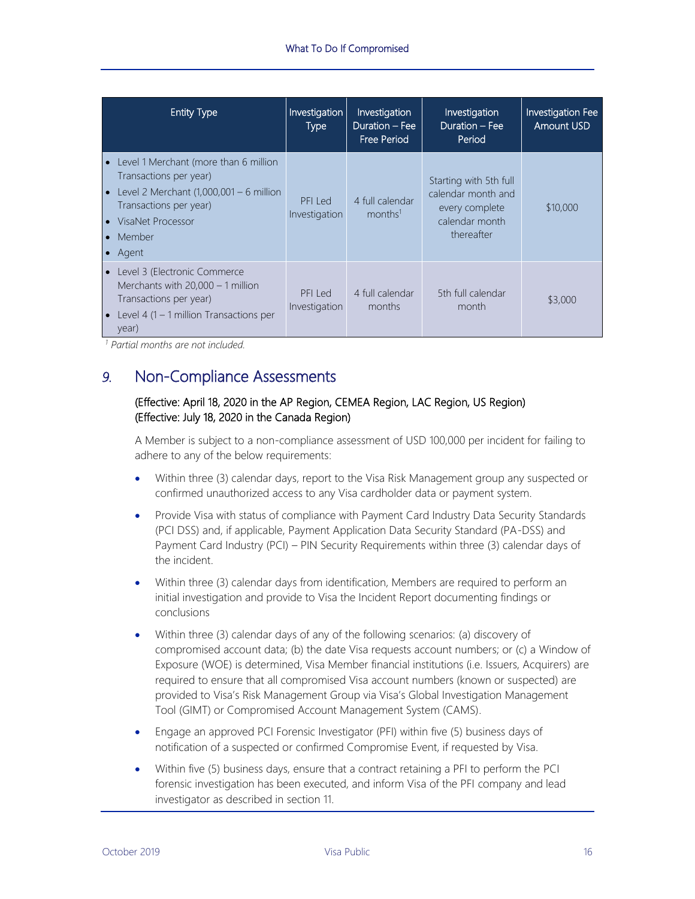| Entity Type | Investigation Type | Investigation Duration – Fee Free Period | Investigation Duration – Fee Period | Investigation Fee Amount USD |
|---|---|---|---|---|
| • Level 1 Merchant (more than 6 million Transactions per year) • Level 2 Merchant (1,000,001 – 6 million Transactions per year) • VisaNet Processor • Member • Agent | PFI Led Investigation | 4 full calendar months[1] | Starting with 5th full calendar month and every complete calendar month thereafter | $10,000 |
| • Level 3 (Electronic Commerce Merchants with 20,000 – 1 million Transactions per year) • Level 4 (1 – 1 million Transactions per year) | PFI Led Investigation | 4 full calendar months | 5th full calendar month | $3,000 |

[1] *Partial months are not included.*

## 9. Non-Compliance Assessments

**(Effective: April 18, 2020 in the AP Region, CEMEA Region, LAC Region, US Region)**
**(Effective: July 18, 2020 in the Canada Region)**

A Member is subject to a non-compliance assessment of USD 100,000 per incident for failing to adhere to any of the below requirements:

- Within three (3) calendar days, report to the Visa Risk Management group any suspected or confirmed unauthorized access to any Visa cardholder data or payment system.
- Provide Visa with status of compliance with Payment Card Industry Data Security Standards (PCI DSS) and, if applicable, Payment Application Data Security Standard (PA-DSS) and Payment Card Industry (PCI) – PIN Security Requirements within three (3) calendar days of the incident.
- Within three (3) calendar days from identification, Members are required to perform an initial investigation and provide to Visa the Incident Report documenting findings or conclusions
- Within three (3) calendar days of any of the following scenarios: (a) discovery of compromised account data; (b) the date Visa requests account numbers; or (c) a Window of Exposure (WOE) is determined, Visa Member financial institutions (i.e. Issuers, Acquirers) are required to ensure that all compromised Visa account numbers (known or suspected) are provided to Visa's Risk Management Group via Visa's Global Investigation Management Tool (GIMT) or Compromised Account Management System (CAMS).
- Engage an approved PCI Forensic Investigator (PFI) within five (5) business days of notification of a suspected or confirmed Compromise Event, if requested by Visa.
- Within five (5) business days, ensure that a contract retaining a PFI to perform the PCI forensic investigation has been executed, and inform Visa of the PFI company and lead investigator as described in section 11.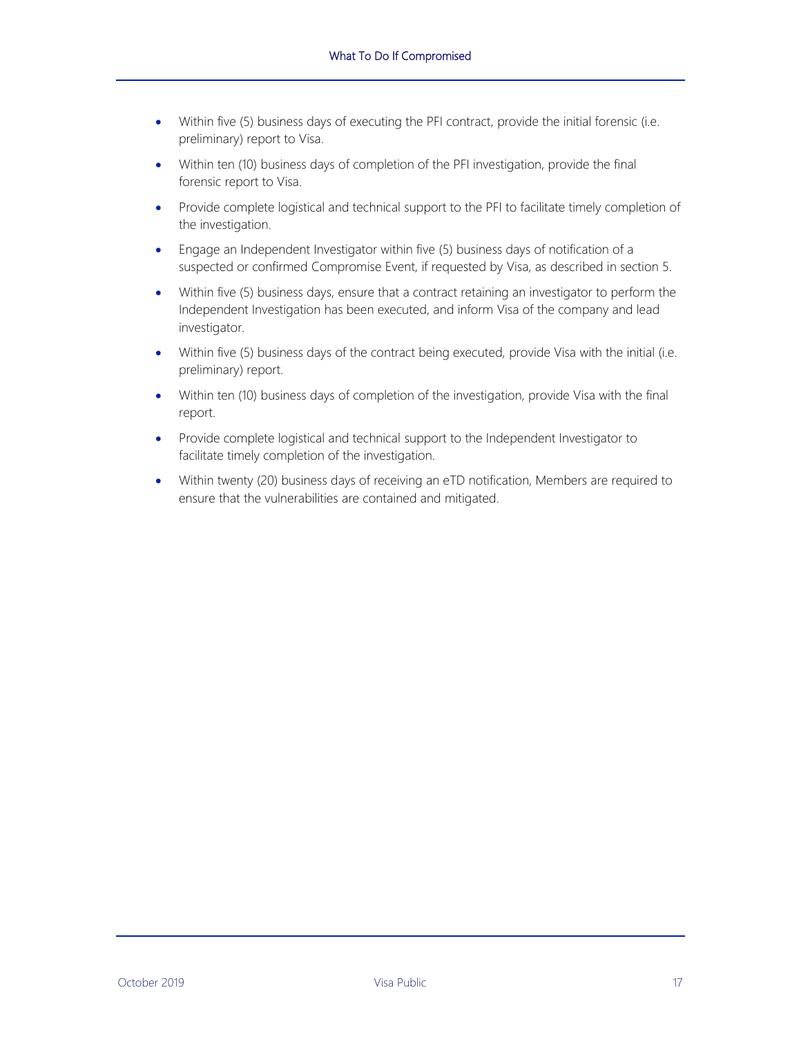- Within five (5) business days of executing the PFI contract, provide the initial forensic (i.e. preliminary) report to Visa.
- Within ten (10) business days of completion of the PFI investigation, provide the final forensic report to Visa.
- Provide complete logistical and technical support to the PFI to facilitate timely completion of the investigation.
- Engage an Independent Investigator within five (5) business days of notification of a suspected or confirmed Compromise Event, if requested by Visa, as described in section 5.
- Within five (5) business days, ensure that a contract retaining an investigator to perform the Independent Investigation has been executed, and inform Visa of the company and lead investigator.
- Within five (5) business days of the contract being executed, provide Visa with the initial (i.e. preliminary) report.
- Within ten (10) business days of completion of the investigation, provide Visa with the final report.
- Provide complete logistical and technical support to the Independent Investigator to facilitate timely completion of the investigation.
- Within twenty (20) business days of receiving an eTD notification, Members are required to ensure that the vulnerabilities are contained and mitigated.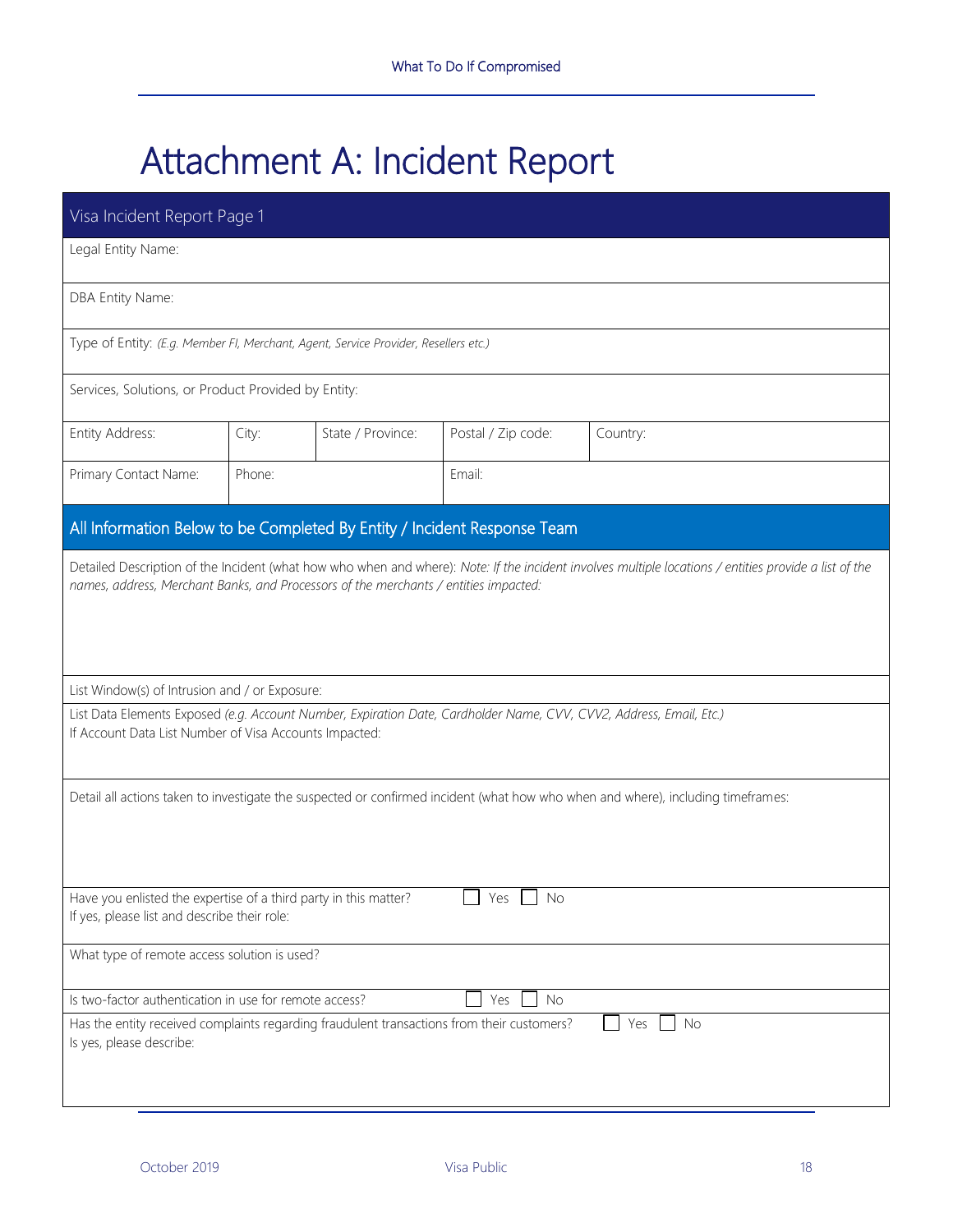# Attachment A: Incident Report

| Visa Incident Report Page 1 | | | | |
|---|---|---|---|---|
| Legal Entity Name: | | | | |
| DBA Entity Name: | | | | |
| Type of Entity: *(E.g. Member FI, Merchant, Agent, Service Provider, Resellers etc.)* | | | | |
| Services, Solutions, or Product Provided by Entity: | | | | |
| Entity Address: | City: | State / Province: | Postal / Zip code: | Country: |
| Primary Contact Name: | Phone: | | Email: | |
| **All Information Below to be Completed By Entity / Incident Response Team** | | | | |
| Detailed Description of the Incident (what how who when and where): *Note: If the incident involves multiple locations / entities provide a list of the names, address, Merchant Banks, and Processors of the merchants / entities impacted:* | | | | |
| List Window(s) of Intrusion and / or Exposure: | | | | |
| List Data Elements Exposed *(e.g. Account Number, Expiration Date, Cardholder Name, CVV, CVV2, Address, Email, Etc.)* If Account Data List Number of Visa Accounts Impacted: | | | | |
| Detail all actions taken to investigate the suspected or confirmed incident (what how who when and where), including timeframes: | | | | |
| Have you enlisted the expertise of a third party in this matter? ☐ Yes ☐ No If yes, please list and describe their role: | | | | |
| What type of remote access solution is used? | | | | |
| Is two-factor authentication in use for remote access? ☐ Yes ☐ No | | | | |
| Has the entity received complaints regarding fraudulent transactions from their customers? ☐ Yes ☐ No Is yes, please describe: | | | | |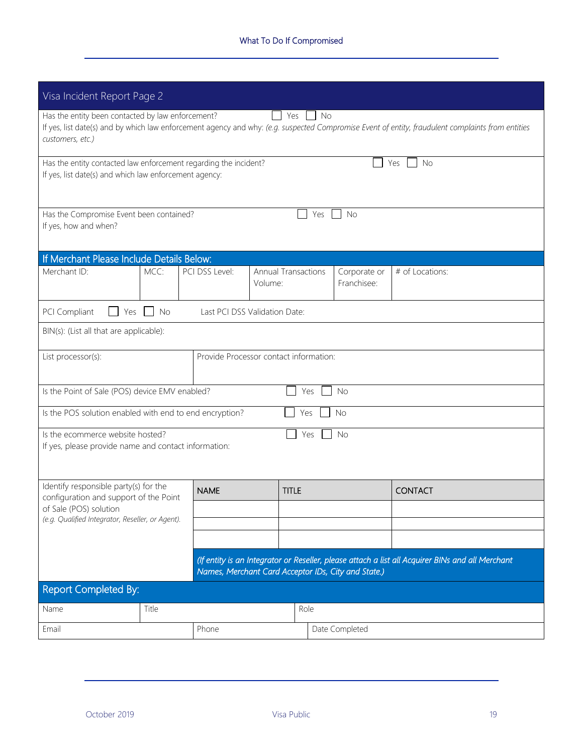## Visa Incident Report Page 2

Has the entity been contacted by law enforcement? ☐ Yes ☐ No
If yes, list date(s) and by which law enforcement agency and why: *(e.g. suspected Compromise Event of entity, fraudulent complaints from entities customers, etc.)*

Has the entity contacted law enforcement regarding the incident? ☐ Yes ☐ No
If yes, list date(s) and which law enforcement agency:

Has the Compromise Event been contained? ☐ Yes ☐ No
If yes, how and when?

### If Merchant Please Include Details Below:

| Merchant ID: | MCC: | PCI DSS Level: | Annual Transactions Volume: | Corporate or Franchisee: | # of Locations: |
|---|---|---|---|---|---|
| | | | | | |

PCI Compliant ☐ Yes ☐ No Last PCI DSS Validation Date:

BIN(s): (List all that are applicable):

| List processor(s): | Provide Processor contact information: |
|---|---|
| | |

Is the Point of Sale (POS) device EMV enabled? ☐ Yes ☐ No

Is the POS solution enabled with end to end encryption? ☐ Yes ☐ No

Is the ecommerce website hosted? ☐ Yes ☐ No
If yes, please provide name and contact information:

| Identify responsible party(s) for the configuration and support of the Point of Sale (POS) solution *(e.g. Qualified Integrator, Reseller, or Agent).* | NAME | TITLE | CONTACT |
|---|---|---|---|
| | | | |
| | | | |
| | | | |

*(If entity is an Integrator or Reseller, please attach a list all Acquirer BINs and all Merchant Names, Merchant Card Acceptor IDs, City and State.)*

### Report Completed By:

| Name | Title | Role |
|---|---|---|
| Email | Phone | Date Completed |